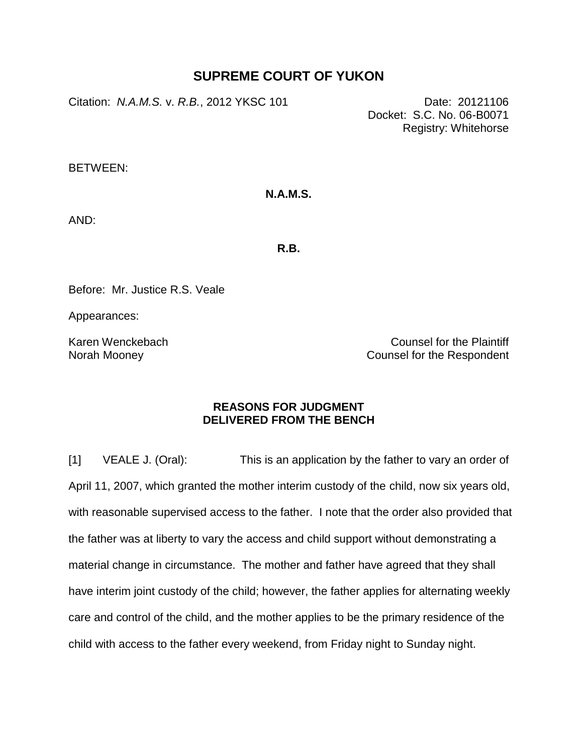# SUPREME COURT OF YUKON

Citation: *N.A.M.S.* v. *R.B.*, 2012 YKSC 101

Date: 20121106
Docket: S.C. No. 06-B0071
Registry: Whitehorse

BETWEEN:

**N.A.M.S.**

AND:

**R.B.**

Before: Mr. Justice R.S. Veale

Appearances:

Karen Wenckebach — Counsel for the Plaintiff
Norah Mooney — Counsel for the Respondent

**REASONS FOR JUDGMENT**
**DELIVERED FROM THE BENCH**

[1] VEALE J. (Oral): This is an application by the father to vary an order of April 11, 2007, which granted the mother interim custody of the child, now six years old, with reasonable supervised access to the father. I note that the order also provided that the father was at liberty to vary the access and child support without demonstrating a material change in circumstance. The mother and father have agreed that they shall have interim joint custody of the child; however, the father applies for alternating weekly care and control of the child, and the mother applies to be the primary residence of the child with access to the father every weekend, from Friday night to Sunday night.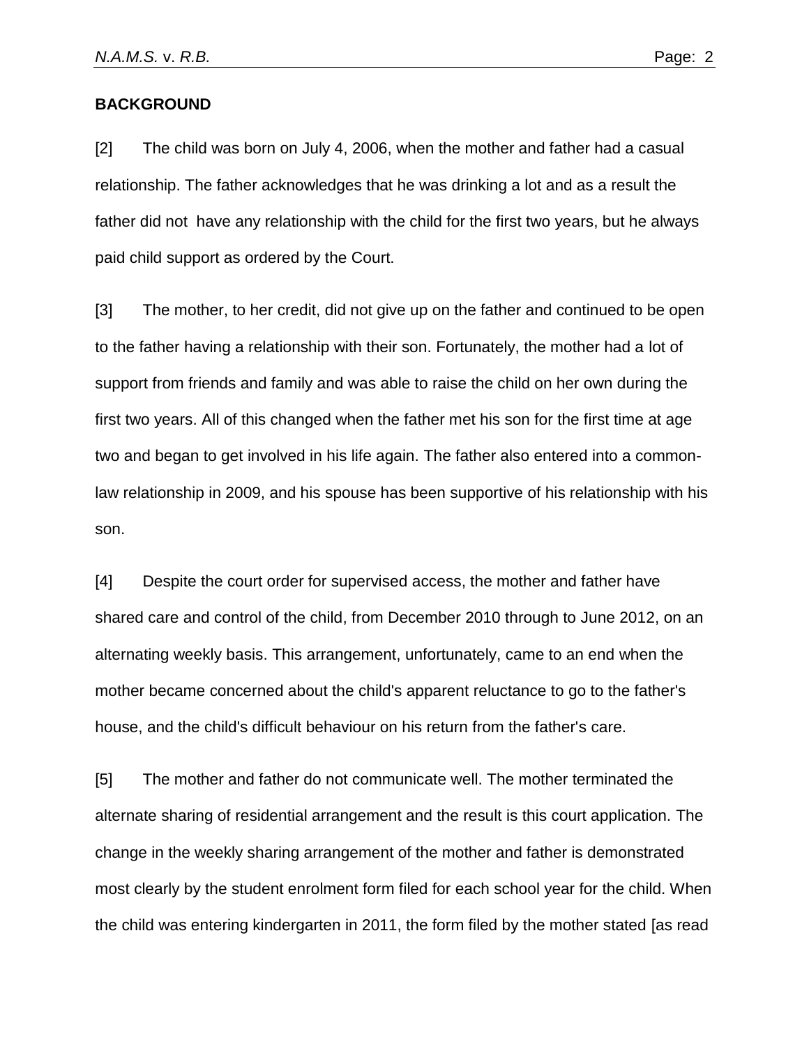**BACKGROUND**

[2] The child was born on July 4, 2006, when the mother and father had a casual relationship. The father acknowledges that he was drinking a lot and as a result the father did not have any relationship with the child for the first two years, but he always paid child support as ordered by the Court.

[3] The mother, to her credit, did not give up on the father and continued to be open to the father having a relationship with their son. Fortunately, the mother had a lot of support from friends and family and was able to raise the child on her own during the first two years. All of this changed when the father met his son for the first time at age two and began to get involved in his life again. The father also entered into a common-law relationship in 2009, and his spouse has been supportive of his relationship with his son.

[4] Despite the court order for supervised access, the mother and father have shared care and control of the child, from December 2010 through to June 2012, on an alternating weekly basis. This arrangement, unfortunately, came to an end when the mother became concerned about the child's apparent reluctance to go to the father's house, and the child's difficult behaviour on his return from the father's care.

[5] The mother and father do not communicate well. The mother terminated the alternate sharing of residential arrangement and the result is this court application. The change in the weekly sharing arrangement of the mother and father is demonstrated most clearly by the student enrolment form filed for each school year for the child. When the child was entering kindergarten in 2011, the form filed by the mother stated [as read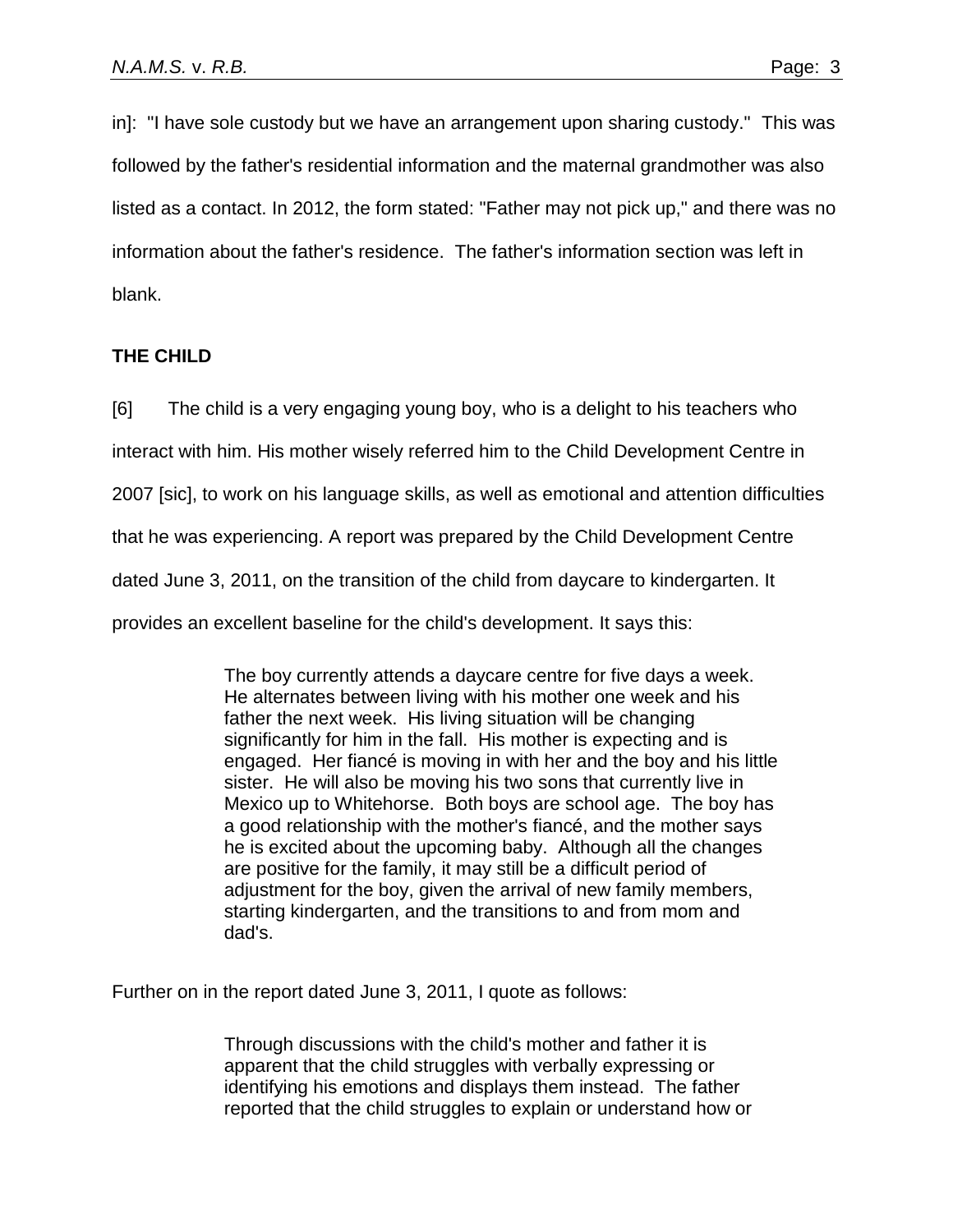in]: "I have sole custody but we have an arrangement upon sharing custody." This was followed by the father's residential information and the maternal grandmother was also listed as a contact. In 2012, the form stated: "Father may not pick up," and there was no information about the father's residence. The father's information section was left in blank.

## THE CHILD

[6] The child is a very engaging young boy, who is a delight to his teachers who interact with him. His mother wisely referred him to the Child Development Centre in 2007 [sic], to work on his language skills, as well as emotional and attention difficulties that he was experiencing. A report was prepared by the Child Development Centre dated June 3, 2011, on the transition of the child from daycare to kindergarten. It provides an excellent baseline for the child's development. It says this:

> The boy currently attends a daycare centre for five days a week. He alternates between living with his mother one week and his father the next week. His living situation will be changing significantly for him in the fall. His mother is expecting and is engaged. Her fiancé is moving in with her and the boy and his little sister. He will also be moving his two sons that currently live in Mexico up to Whitehorse. Both boys are school age. The boy has a good relationship with the mother's fiancé, and the mother says he is excited about the upcoming baby. Although all the changes are positive for the family, it may still be a difficult period of adjustment for the boy, given the arrival of new family members, starting kindergarten, and the transitions to and from mom and dad's.

Further on in the report dated June 3, 2011, I quote as follows:

> Through discussions with the child's mother and father it is apparent that the child struggles with verbally expressing or identifying his emotions and displays them instead. The father reported that the child struggles to explain or understand how or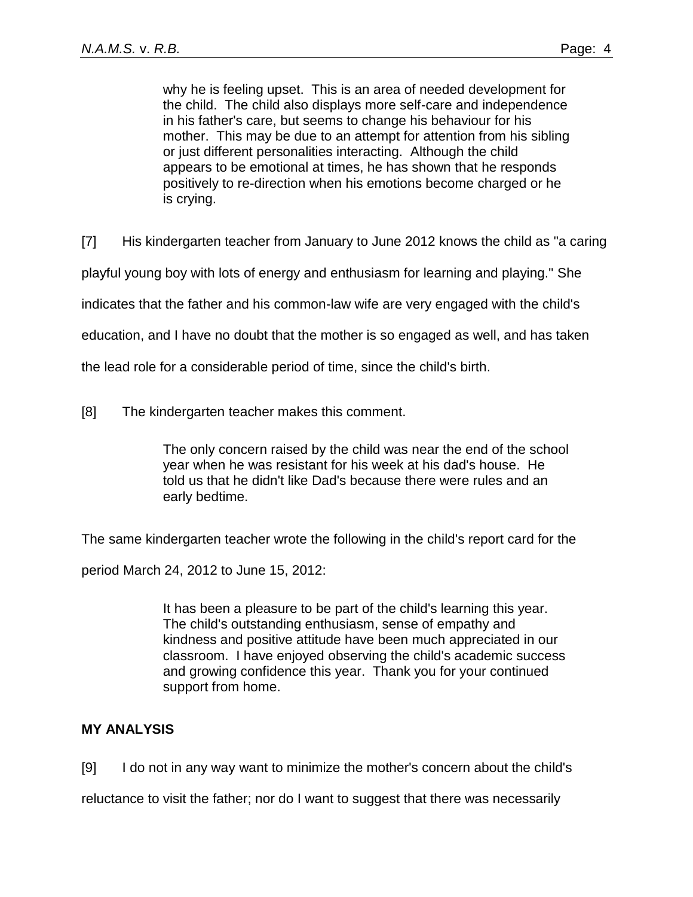> why he is feeling upset. This is an area of needed development for the child. The child also displays more self-care and independence in his father's care, but seems to change his behaviour for his mother. This may be due to an attempt for attention from his sibling or just different personalities interacting. Although the child appears to be emotional at times, he has shown that he responds positively to re-direction when his emotions become charged or he is crying.

[7] His kindergarten teacher from January to June 2012 knows the child as "a caring playful young boy with lots of energy and enthusiasm for learning and playing." She indicates that the father and his common-law wife are very engaged with the child's education, and I have no doubt that the mother is so engaged as well, and has taken the lead role for a considerable period of time, since the child's birth.

[8] The kindergarten teacher makes this comment.

> The only concern raised by the child was near the end of the school year when he was resistant for his week at his dad's house. He told us that he didn't like Dad's because there were rules and an early bedtime.

The same kindergarten teacher wrote the following in the child's report card for the period March 24, 2012 to June 15, 2012:

> It has been a pleasure to be part of the child's learning this year. The child's outstanding enthusiasm, sense of empathy and kindness and positive attitude have been much appreciated in our classroom. I have enjoyed observing the child's academic success and growing confidence this year. Thank you for your continued support from home.

## MY ANALYSIS

[9] I do not in any way want to minimize the mother's concern about the child's reluctance to visit the father; nor do I want to suggest that there was necessarily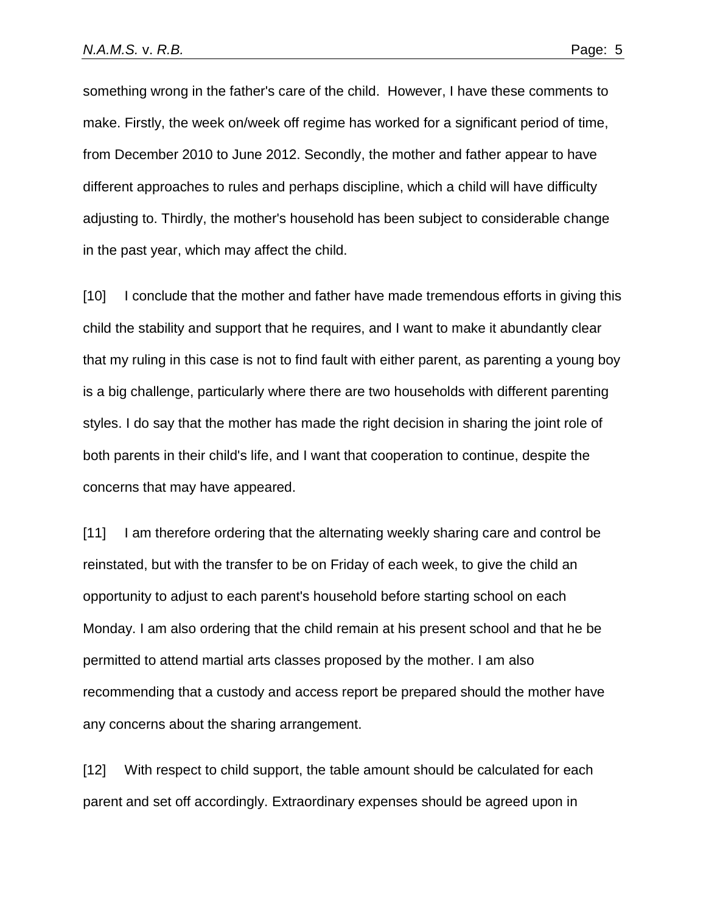something wrong in the father's care of the child. However, I have these comments to make. Firstly, the week on/week off regime has worked for a significant period of time, from December 2010 to June 2012. Secondly, the mother and father appear to have different approaches to rules and perhaps discipline, which a child will have difficulty adjusting to. Thirdly, the mother's household has been subject to considerable change in the past year, which may affect the child.

[10] I conclude that the mother and father have made tremendous efforts in giving this child the stability and support that he requires, and I want to make it abundantly clear that my ruling in this case is not to find fault with either parent, as parenting a young boy is a big challenge, particularly where there are two households with different parenting styles. I do say that the mother has made the right decision in sharing the joint role of both parents in their child's life, and I want that cooperation to continue, despite the concerns that may have appeared.

[11] I am therefore ordering that the alternating weekly sharing care and control be reinstated, but with the transfer to be on Friday of each week, to give the child an opportunity to adjust to each parent's household before starting school on each Monday. I am also ordering that the child remain at his present school and that he be permitted to attend martial arts classes proposed by the mother. I am also recommending that a custody and access report be prepared should the mother have any concerns about the sharing arrangement.

[12] With respect to child support, the table amount should be calculated for each parent and set off accordingly. Extraordinary expenses should be agreed upon in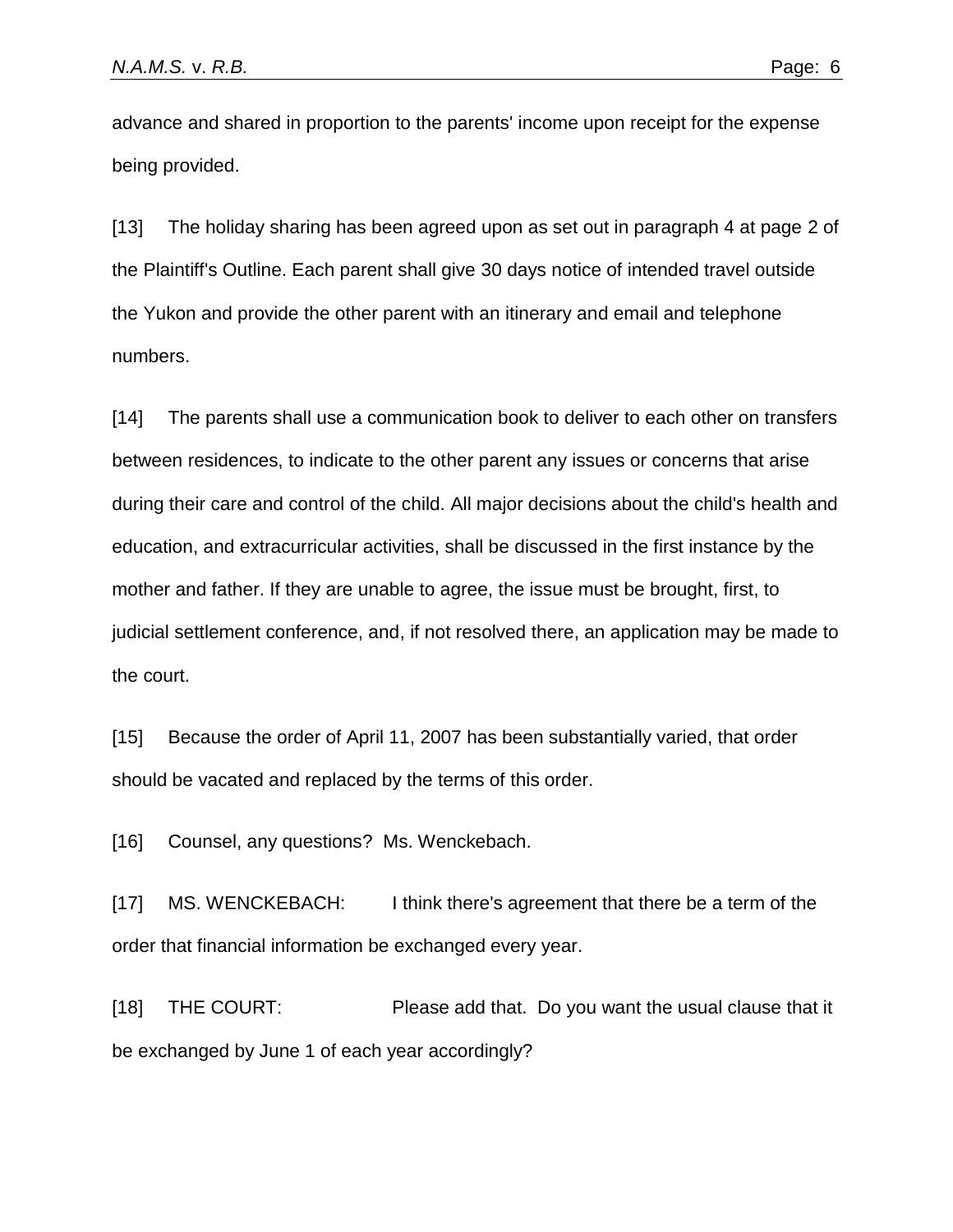advance and shared in proportion to the parents' income upon receipt for the expense being provided.

[13] The holiday sharing has been agreed upon as set out in paragraph 4 at page 2 of the Plaintiff's Outline. Each parent shall give 30 days notice of intended travel outside the Yukon and provide the other parent with an itinerary and email and telephone numbers.

[14] The parents shall use a communication book to deliver to each other on transfers between residences, to indicate to the other parent any issues or concerns that arise during their care and control of the child. All major decisions about the child's health and education, and extracurricular activities, shall be discussed in the first instance by the mother and father. If they are unable to agree, the issue must be brought, first, to judicial settlement conference, and, if not resolved there, an application may be made to the court.

[15] Because the order of April 11, 2007 has been substantially varied, that order should be vacated and replaced by the terms of this order.

[16] Counsel, any questions? Ms. Wenckebach.

[17] MS. WENCKEBACH: I think there's agreement that there be a term of the order that financial information be exchanged every year.

[18] THE COURT: Please add that. Do you want the usual clause that it be exchanged by June 1 of each year accordingly?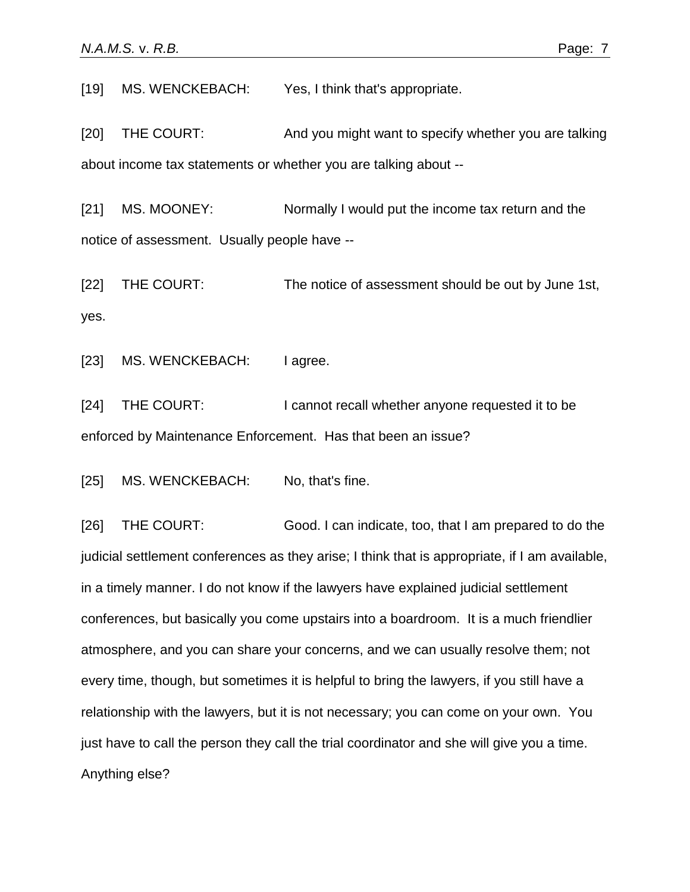[19] MS. WENCKEBACH: Yes, I think that's appropriate.

[20] THE COURT: And you might want to specify whether you are talking about income tax statements or whether you are talking about --

[21] MS. MOONEY: Normally I would put the income tax return and the notice of assessment. Usually people have --

[22] THE COURT: The notice of assessment should be out by June 1st, yes.

[23] MS. WENCKEBACH: I agree.

[24] THE COURT: I cannot recall whether anyone requested it to be enforced by Maintenance Enforcement. Has that been an issue?

[25] MS. WENCKEBACH: No, that's fine.

[26] THE COURT: Good. I can indicate, too, that I am prepared to do the judicial settlement conferences as they arise; I think that is appropriate, if I am available, in a timely manner. I do not know if the lawyers have explained judicial settlement conferences, but basically you come upstairs into a boardroom. It is a much friendlier atmosphere, and you can share your concerns, and we can usually resolve them; not every time, though, but sometimes it is helpful to bring the lawyers, if you still have a relationship with the lawyers, but it is not necessary; you can come on your own. You just have to call the person they call the trial coordinator and she will give you a time. Anything else?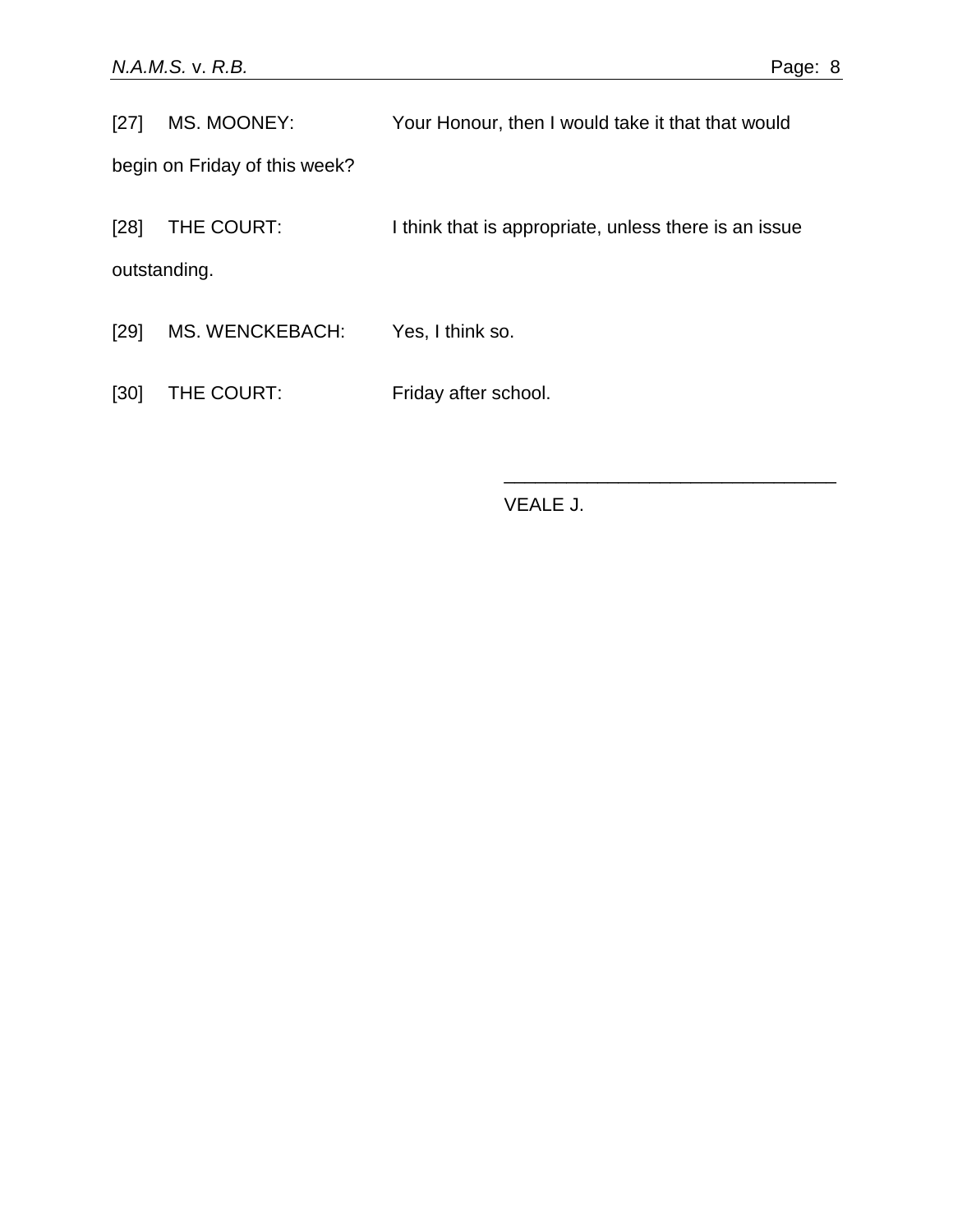[27] MS. MOONEY: Your Honour, then I would take it that that would begin on Friday of this week?

[28] THE COURT: I think that is appropriate, unless there is an issue outstanding.

[29] MS. WENCKEBACH: Yes, I think so.

[30] THE COURT: Friday after school.

\_\_\_\_\_\_\_\_\_\_\_\_\_\_\_\_\_\_\_\_\_\_\_\_\_\_\_\_\_\_\_\_

VEALE J.